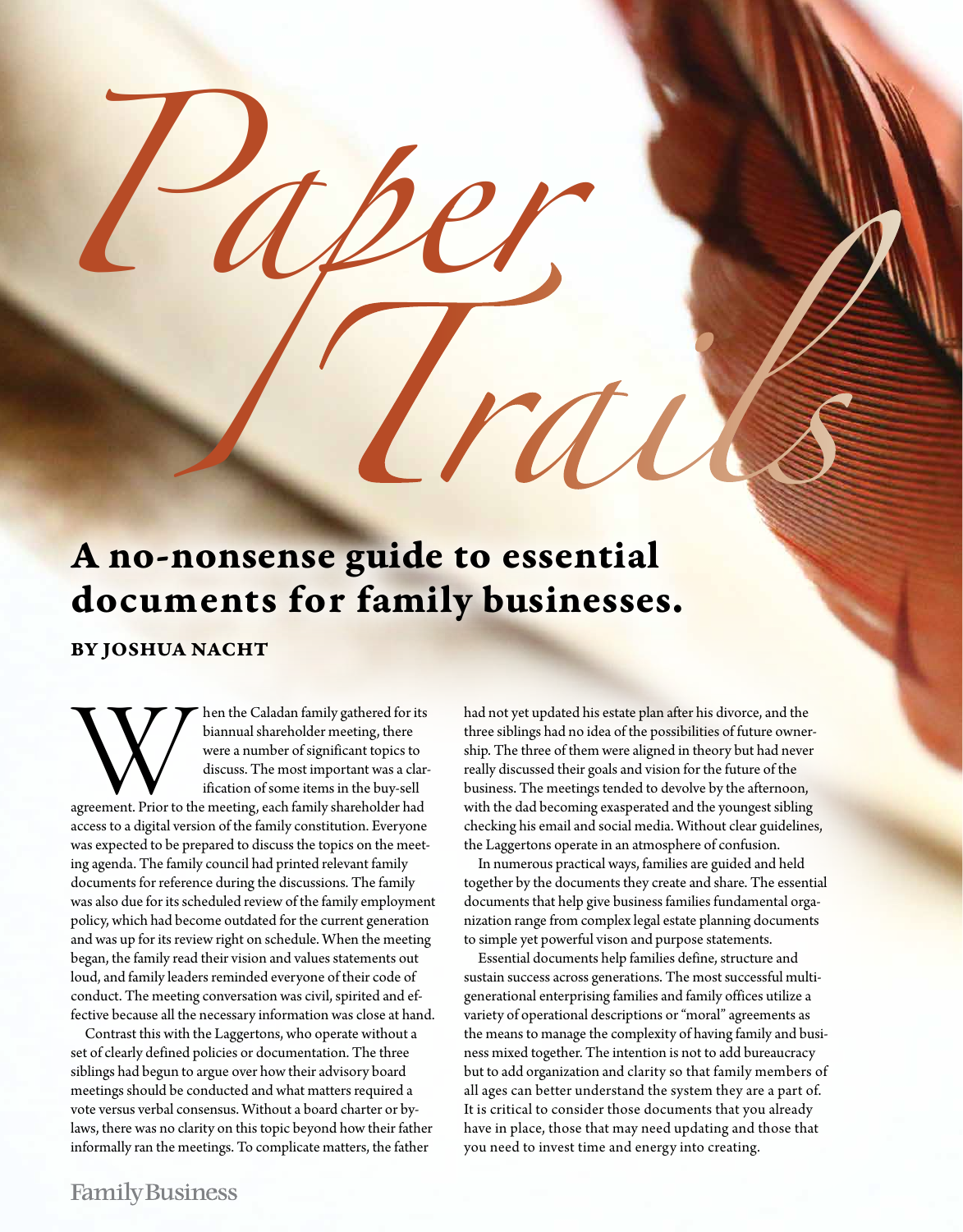# Paper Trails

## A no-nonsense guide to essential documents for family businesses.

**BY JOSHUA NACHT**

When the Caladan family gathered for its biannual shareholder meeting, there were a number of significant topics to discuss. The most important was a clarification of some items in the buy-sell agreement. Prior to the meeting, each family shareholder had access to a digital version of the family constitution. Everyone was expected to be prepared to discuss the topics on the meeting agenda. The family council had printed relevant family documents for reference during the discussions. The family was also due for its scheduled review of the family employment policy, which had become outdated for the current generation and was up for its review right on schedule. When the meeting began, the family read their vision and values statements out loud, and family leaders reminded everyone of their code of conduct. The meeting conversation was civil, spirited and effective because all the necessary information was close at hand.

Contrast this with the Laggertons, who operate without a set of clearly defined policies or documentation. The three siblings had begun to argue over how their advisory board meetings should be conducted and what matters required a vote versus verbal consensus. Without a board charter or bylaws, there was no clarity on this topic beyond how their father informally ran the meetings. To complicate matters, the father had not yet updated his estate plan after his divorce, and the three siblings had no idea of the possibilities of future ownership. The three of them were aligned in theory but had never really discussed their goals and vision for the future of the business. The meetings tended to devolve by the afternoon, with the dad becoming exasperated and the youngest sibling checking his email and social media. Without clear guidelines, the Laggertons operate in an atmosphere of confusion.

In numerous practical ways, families are guided and held together by the documents they create and share. The essential documents that help give business families fundamental organization range from complex legal estate planning documents to simple yet powerful vison and purpose statements.

Essential documents help families define, structure and sustain success across generations. The most successful multigenerational enterprising families and family offices utilize a variety of operational descriptions or "moral" agreements as the means to manage the complexity of having family and business mixed together. The intention is not to add bureaucracy but to add organization and clarity so that family members of all ages can better understand the system they are a part of. It is critical to consider those documents that you already have in place, those that may need updating and those that you need to invest time and energy into creating.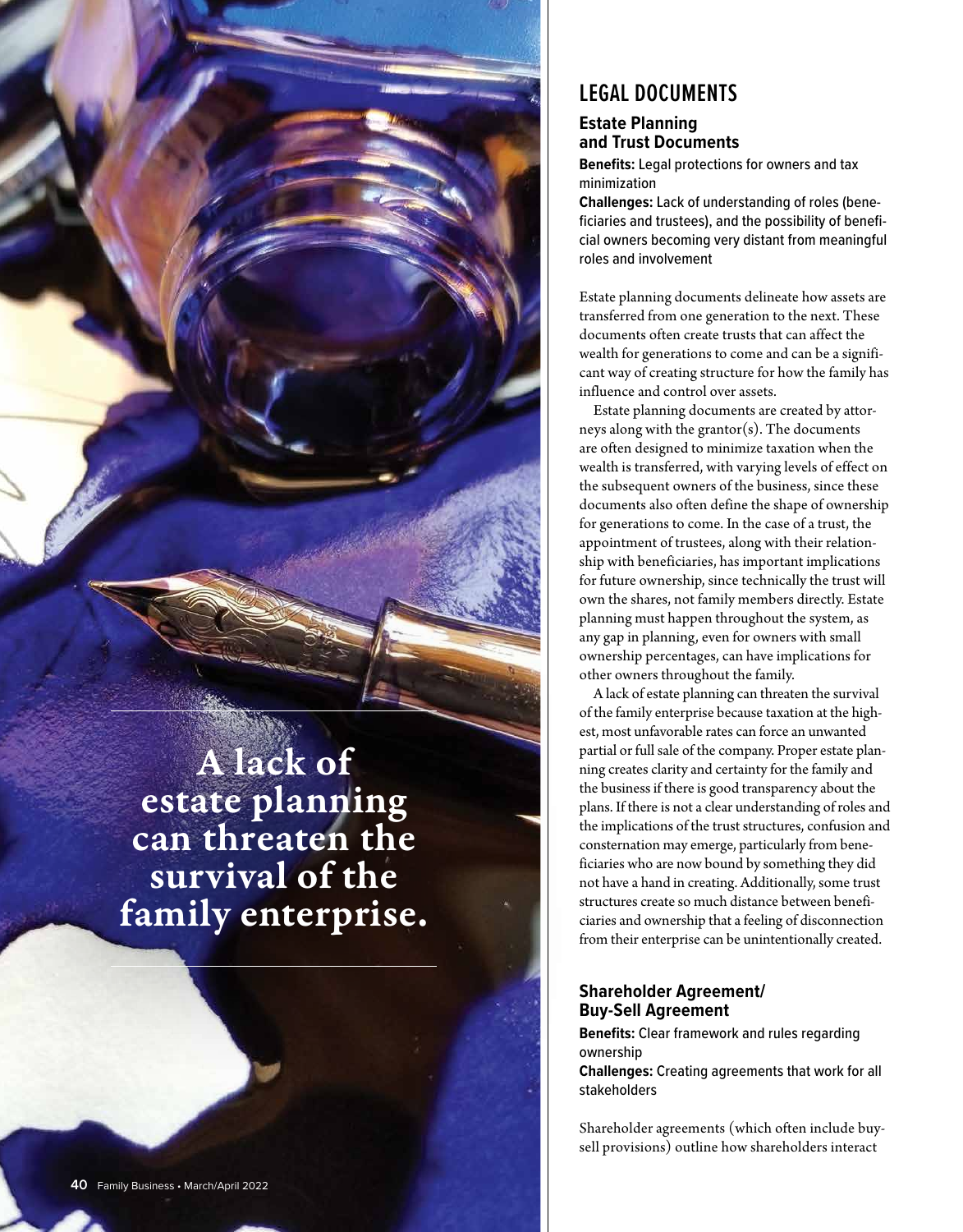## LEGAL DOCUMENTS

### Estate Planning and Trust Documents

**Benefits:** Legal protections for owners and tax minimization

**Challenges:** Lack of understanding of roles (beneficiaries and trustees), and the possibility of beneficial owners becoming very distant from meaningful roles and involvement

Estate planning documents delineate how assets are transferred from one generation to the next. These documents often create trusts that can affect the wealth for generations to come and can be a significant way of creating structure for how the family has influence and control over assets.

Estate planning documents are created by attorneys along with the grantor(s). The documents are often designed to minimize taxation when the wealth is transferred, with varying levels of effect on the subsequent owners of the business, since these documents also often define the shape of ownership for generations to come. In the case of a trust, the appointment of trustees, along with their relationship with beneficiaries, has important implications for future ownership, since technically the trust will own the shares, not family members directly. Estate planning must happen throughout the system, as any gap in planning, even for owners with small ownership percentages, can have implications for other owners throughout the family.

A lack of estate planning can threaten the survival of the family enterprise because taxation at the highest, most unfavorable rates can force an unwanted partial or full sale of the company. Proper estate planning creates clarity and certainty for the family and the business if there is good transparency about the plans. If there is not a clear understanding of roles and the implications of the trust structures, confusion and consternation may emerge, particularly from beneficiaries who are now bound by something they did not have a hand in creating. Additionally, some trust structures create so much distance between beneficiaries and ownership that a feeling of disconnection from their enterprise can be unintentionally created.

**A lack of estate planning can threaten the survival of the family enterprise.**

### Shareholder Agreement/ Buy-Sell Agreement

**Benefits:** Clear framework and rules regarding ownership

**Challenges:** Creating agreements that work for all stakeholders

Shareholder agreements (which often include buy-sell provisions) outline how shareholders interact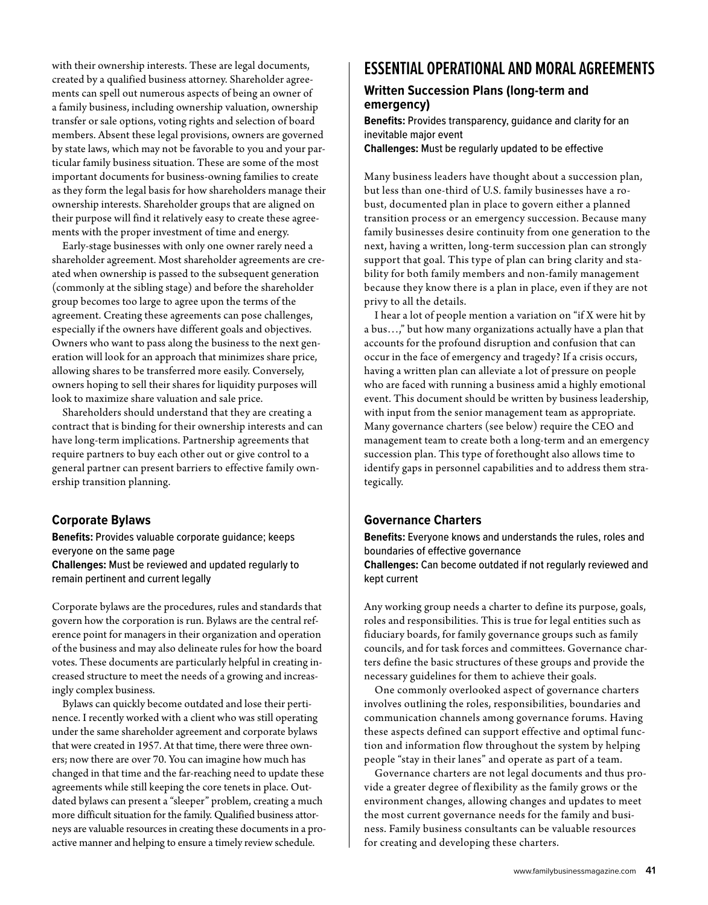with their ownership interests. These are legal documents, created by a qualified business attorney. Shareholder agreements can spell out numerous aspects of being an owner of a family business, including ownership valuation, ownership transfer or sale options, voting rights and selection of board members. Absent these legal provisions, owners are governed by state laws, which may not be favorable to you and your particular family business situation. These are some of the most important documents for business-owning families to create as they form the legal basis for how shareholders manage their ownership interests. Shareholder groups that are aligned on their purpose will find it relatively easy to create these agreements with the proper investment of time and energy.

Early-stage businesses with only one owner rarely need a shareholder agreement. Most shareholder agreements are created when ownership is passed to the subsequent generation (commonly at the sibling stage) and before the shareholder group becomes too large to agree upon the terms of the agreement. Creating these agreements can pose challenges, especially if the owners have different goals and objectives. Owners who want to pass along the business to the next generation will look for an approach that minimizes share price, allowing shares to be transferred more easily. Conversely, owners hoping to sell their shares for liquidity purposes will look to maximize share valuation and sale price.

Shareholders should understand that they are creating a contract that is binding for their ownership interests and can have long-term implications. Partnership agreements that require partners to buy each other out or give control to a general partner can present barriers to effective family ownership transition planning.

### Corporate Bylaws

**Benefits:** Provides valuable corporate guidance; keeps everyone on the same page
**Challenges:** Must be reviewed and updated regularly to remain pertinent and current legally

Corporate bylaws are the procedures, rules and standards that govern how the corporation is run. Bylaws are the central reference point for managers in their organization and operation of the business and may also delineate rules for how the board votes. These documents are particularly helpful in creating increased structure to meet the needs of a growing and increasingly complex business.

Bylaws can quickly become outdated and lose their pertinence. I recently worked with a client who was still operating under the same shareholder agreement and corporate bylaws that were created in 1957. At that time, there were three owners; now there are over 70. You can imagine how much has changed in that time and the far-reaching need to update these agreements while still keeping the core tenets in place. Outdated bylaws can present a "sleeper" problem, creating a much more difficult situation for the family. Qualified business attorneys are valuable resources in creating these documents in a proactive manner and helping to ensure a timely review schedule.

## ESSENTIAL OPERATIONAL AND MORAL AGREEMENTS

### Written Succession Plans (long-term and emergency)

**Benefits:** Provides transparency, guidance and clarity for an inevitable major event
**Challenges:** Must be regularly updated to be effective

Many business leaders have thought about a succession plan, but less than one-third of U.S. family businesses have a robust, documented plan in place to govern either a planned transition process or an emergency succession. Because many family businesses desire continuity from one generation to the next, having a written, long-term succession plan can strongly support that goal. This type of plan can bring clarity and stability for both family members and non-family management because they know there is a plan in place, even if they are not privy to all the details.

I hear a lot of people mention a variation on "if X were hit by a bus…," but how many organizations actually have a plan that accounts for the profound disruption and confusion that can occur in the face of emergency and tragedy? If a crisis occurs, having a written plan can alleviate a lot of pressure on people who are faced with running a business amid a highly emotional event. This document should be written by business leadership, with input from the senior management team as appropriate. Many governance charters (see below) require the CEO and management team to create both a long-term and an emergency succession plan. This type of forethought also allows time to identify gaps in personnel capabilities and to address them strategically.

### Governance Charters

**Benefits:** Everyone knows and understands the rules, roles and boundaries of effective governance
**Challenges:** Can become outdated if not regularly reviewed and kept current

Any working group needs a charter to define its purpose, goals, roles and responsibilities. This is true for legal entities such as fiduciary boards, for family governance groups such as family councils, and for task forces and committees. Governance charters define the basic structures of these groups and provide the necessary guidelines for them to achieve their goals.

One commonly overlooked aspect of governance charters involves outlining the roles, responsibilities, boundaries and communication channels among governance forums. Having these aspects defined can support effective and optimal function and information flow throughout the system by helping people "stay in their lanes" and operate as part of a team.

Governance charters are not legal documents and thus provide a greater degree of flexibility as the family grows or the environment changes, allowing changes and updates to meet the most current governance needs for the family and business. Family business consultants can be valuable resources for creating and developing these charters.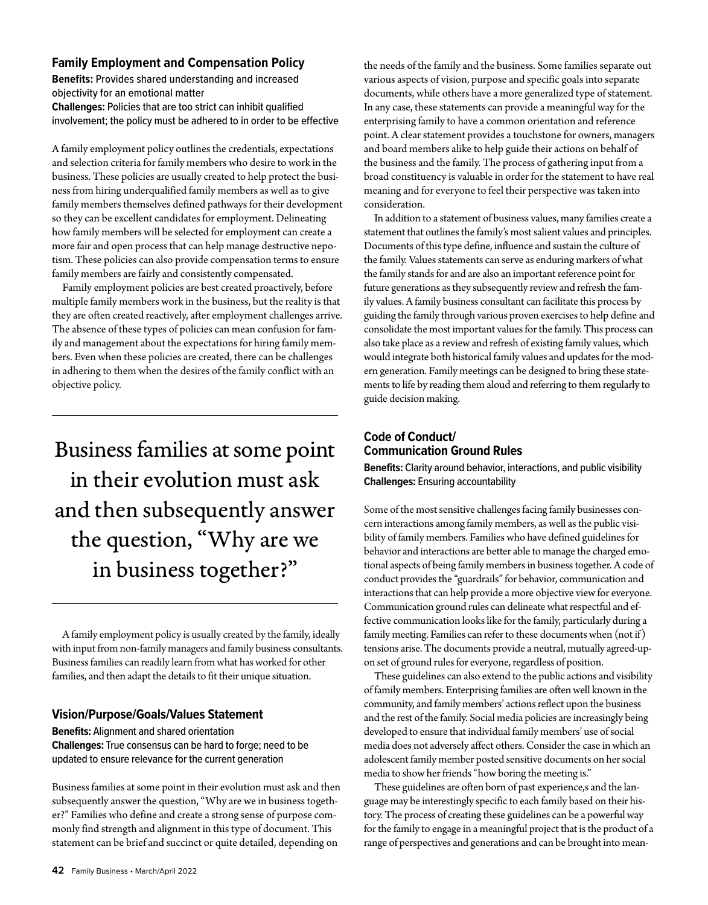### Family Employment and Compensation Policy

**Benefits:** Provides shared understanding and increased objectivity for an emotional matter
**Challenges:** Policies that are too strict can inhibit qualified involvement; the policy must be adhered to in order to be effective

A family employment policy outlines the credentials, expectations and selection criteria for family members who desire to work in the business. These policies are usually created to help protect the business from hiring underqualified family members as well as to give family members themselves defined pathways for their development so they can be excellent candidates for employment. Delineating how family members will be selected for employment can create a more fair and open process that can help manage destructive nepotism. These policies can also provide compensation terms to ensure family members are fairly and consistently compensated.

Family employment policies are best created proactively, before multiple family members work in the business, but the reality is that they are often created reactively, after employment challenges arrive. The absence of these types of policies can mean confusion for family and management about the expectations for hiring family members. Even when these policies are created, there can be challenges in adhering to them when the desires of the family conflict with an objective policy.

> Business families at some point in their evolution must ask and then subsequently answer the question, "Why are we in business together?"

A family employment policy is usually created by the family, ideally with input from non-family managers and family business consultants. Business families can readily learn from what has worked for other families, and then adapt the details to fit their unique situation.

### Vision/Purpose/Goals/Values Statement

**Benefits:** Alignment and shared orientation
**Challenges:** True consensus can be hard to forge; need to be updated to ensure relevance for the current generation

Business families at some point in their evolution must ask and then subsequently answer the question, "Why are we in business together?" Families who define and create a strong sense of purpose commonly find strength and alignment in this type of document. This statement can be brief and succinct or quite detailed, depending on the needs of the family and the business. Some families separate out various aspects of vision, purpose and specific goals into separate documents, while others have a more generalized type of statement. In any case, these statements can provide a meaningful way for the enterprising family to have a common orientation and reference point. A clear statement provides a touchstone for owners, managers and board members alike to help guide their actions on behalf of the business and the family. The process of gathering input from a broad constituency is valuable in order for the statement to have real meaning and for everyone to feel their perspective was taken into consideration.

In addition to a statement of business values, many families create a statement that outlines the family's most salient values and principles. Documents of this type define, influence and sustain the culture of the family. Values statements can serve as enduring markers of what the family stands for and are also an important reference point for future generations as they subsequently review and refresh the family values. A family business consultant can facilitate this process by guiding the family through various proven exercises to help define and consolidate the most important values for the family. This process can also take place as a review and refresh of existing family values, which would integrate both historical family values and updates for the modern generation. Family meetings can be designed to bring these statements to life by reading them aloud and referring to them regularly to guide decision making.

### Code of Conduct/ Communication Ground Rules

**Benefits:** Clarity around behavior, interactions, and public visibility
**Challenges:** Ensuring accountability

Some of the most sensitive challenges facing family businesses concern interactions among family members, as well as the public visibility of family members. Families who have defined guidelines for behavior and interactions are better able to manage the charged emotional aspects of being family members in business together. A code of conduct provides the "guardrails" for behavior, communication and interactions that can help provide a more objective view for everyone. Communication ground rules can delineate what respectful and effective communication looks like for the family, particularly during a family meeting. Families can refer to these documents when (not if) tensions arise. The documents provide a neutral, mutually agreed-upon set of ground rules for everyone, regardless of position.

These guidelines can also extend to the public actions and visibility of family members. Enterprising families are often well known in the community, and family members' actions reflect upon the business and the rest of the family. Social media policies are increasingly being developed to ensure that individual family members' use of social media does not adversely affect others. Consider the case in which an adolescent family member posted sensitive documents on her social media to show her friends "how boring the meeting is."

These guidelines are often born of past experience,s and the language may be interestingly specific to each family based on their history. The process of creating these guidelines can be a powerful way for the family to engage in a meaningful project that is the product of a range of perspectives and generations and can be brought into mean-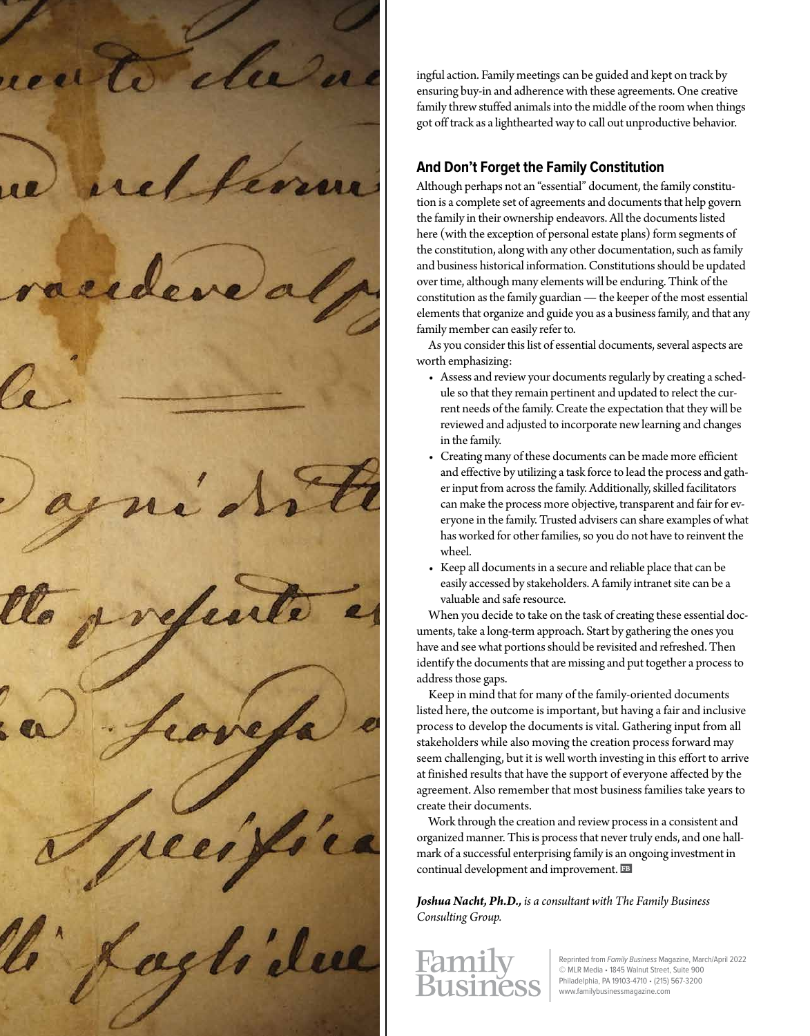ingful action. Family meetings can be guided and kept on track by ensuring buy-in and adherence with these agreements. One creative family threw stuffed animals into the middle of the room when things got off track as a lighthearted way to call out unproductive behavior.

## And Don't Forget the Family Constitution

Although perhaps not an "essential" document, the family constitution is a complete set of agreements and documents that help govern the family in their ownership endeavors. All the documents listed here (with the exception of personal estate plans) form segments of the constitution, along with any other documentation, such as family and business historical information. Constitutions should be updated over time, although many elements will be enduring. Think of the constitution as the family guardian — the keeper of the most essential elements that organize and guide you as a business family, and that any family member can easily refer to.

As you consider this list of essential documents, several aspects are worth emphasizing:

- Assess and review your documents regularly by creating a schedule so that they remain pertinent and updated to relect the current needs of the family. Create the expectation that they will be reviewed and adjusted to incorporate new learning and changes in the family.
- Creating many of these documents can be made more efficient and effective by utilizing a task force to lead the process and gather input from across the family. Additionally, skilled facilitators can make the process more objective, transparent and fair for everyone in the family. Trusted advisers can share examples of what has worked for other families, so you do not have to reinvent the wheel.
- Keep all documents in a secure and reliable place that can be easily accessed by stakeholders. A family intranet site can be a valuable and safe resource.

When you decide to take on the task of creating these essential documents, take a long-term approach. Start by gathering the ones you have and see what portions should be revisited and refreshed. Then identify the documents that are missing and put together a process to address those gaps.

Keep in mind that for many of the family-oriented documents listed here, the outcome is important, but having a fair and inclusive process to develop the documents is vital. Gathering input from all stakeholders while also moving the creation process forward may seem challenging, but it is well worth investing in this effort to arrive at finished results that have the support of everyone affected by the agreement. Also remember that most business families take years to create their documents.

Work through the creation and review process in a consistent and organized manner. This is process that never truly ends, and one hallmark of a successful enterprising family is an ongoing investment in continual development and improvement. FB

***Joshua Nacht, Ph.D.,*** *is a consultant with The Family Business Consulting Group.*

Family Business

Reprinted from *Family Business* Magazine, March/April 2022
© MLR Media • 1845 Walnut Street, Suite 900
Philadelphia, PA 19103-4710 • (215) 567-3200
www.familybusinessmagazine.com